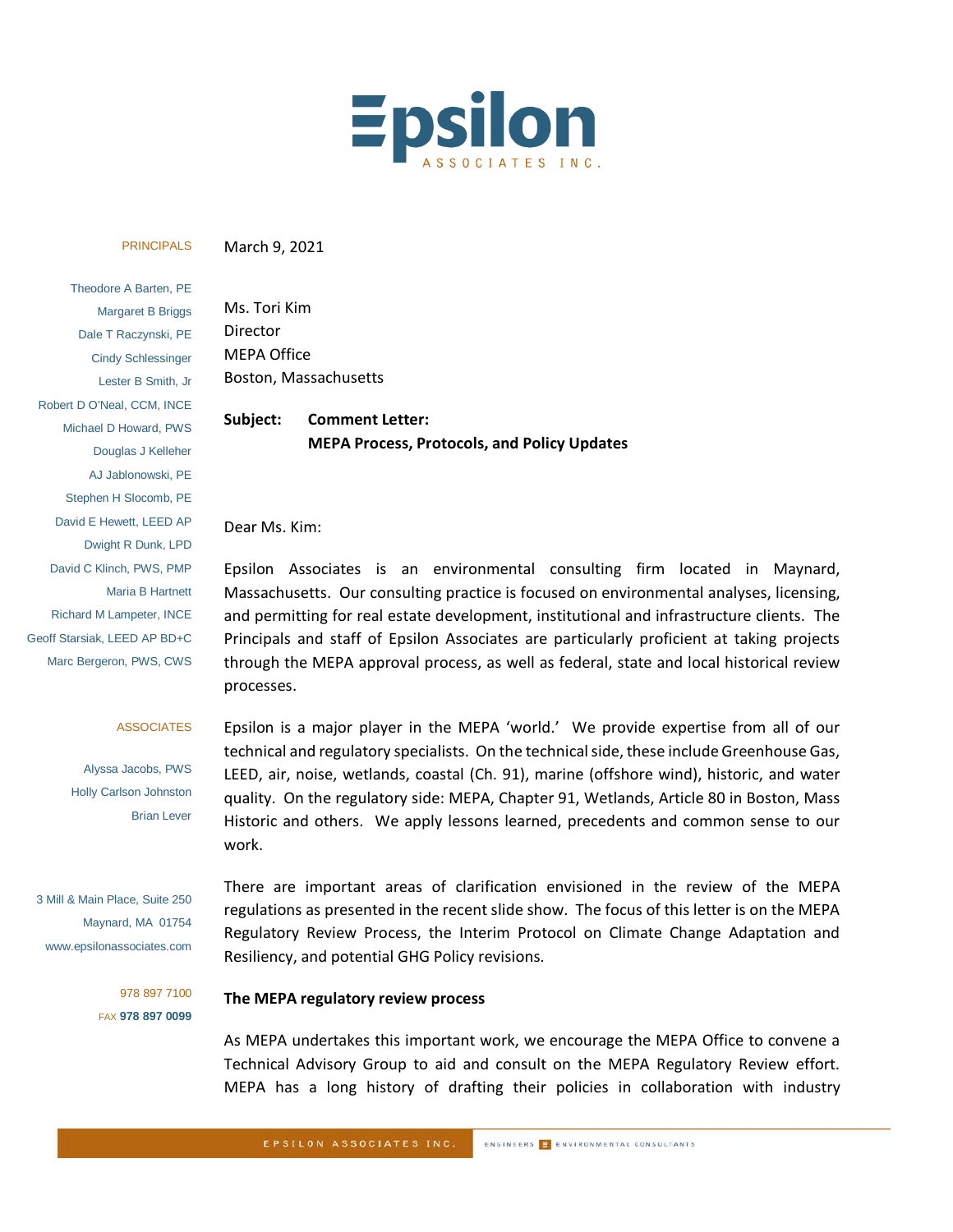# Epsilon

ASSOCIATES INC.

PRINCIPALS

Theodore A Barten, PE
Margaret B Briggs
Dale T Raczynski, PE
Cindy Schlessinger
Lester B Smith, Jr
Robert D O'Neal, CCM, INCE
Michael D Howard, PWS
Douglas J Kelleher
AJ Jablonowski, PE
Stephen H Slocomb, PE
David E Hewett, LEED AP
Dwight R Dunk, LPD
David C Klinch, PWS, PMP
Maria B Hartnett
Richard M Lampeter, INCE
Geoff Starsiak, LEED AP BD+C
Marc Bergeron, PWS, CWS

ASSOCIATES

Alyssa Jacobs, PWS
Holly Carlson Johnston
Brian Lever

3 Mill & Main Place, Suite 250
Maynard, MA 01754
www.epsilonassociates.com

978 897 7100
FAX 978 897 0099

March 9, 2021

Ms. Tori Kim
Director
MEPA Office
Boston, Massachusetts

**Subject: Comment Letter:**
**MEPA Process, Protocols, and Policy Updates**

Dear Ms. Kim:

Epsilon Associates is an environmental consulting firm located in Maynard, Massachusetts. Our consulting practice is focused on environmental analyses, licensing, and permitting for real estate development, institutional and infrastructure clients. The Principals and staff of Epsilon Associates are particularly proficient at taking projects through the MEPA approval process, as well as federal, state and local historical review processes.

Epsilon is a major player in the MEPA 'world.' We provide expertise from all of our technical and regulatory specialists. On the technical side, these include Greenhouse Gas, LEED, air, noise, wetlands, coastal (Ch. 91), marine (offshore wind), historic, and water quality. On the regulatory side: MEPA, Chapter 91, Wetlands, Article 80 in Boston, Mass Historic and others. We apply lessons learned, precedents and common sense to our work.

There are important areas of clarification envisioned in the review of the MEPA regulations as presented in the recent slide show. The focus of this letter is on the MEPA Regulatory Review Process, the Interim Protocol on Climate Change Adaptation and Resiliency, and potential GHG Policy revisions.

**The MEPA regulatory review process**

As MEPA undertakes this important work, we encourage the MEPA Office to convene a Technical Advisory Group to aid and consult on the MEPA Regulatory Review effort. MEPA has a long history of drafting their policies in collaboration with industry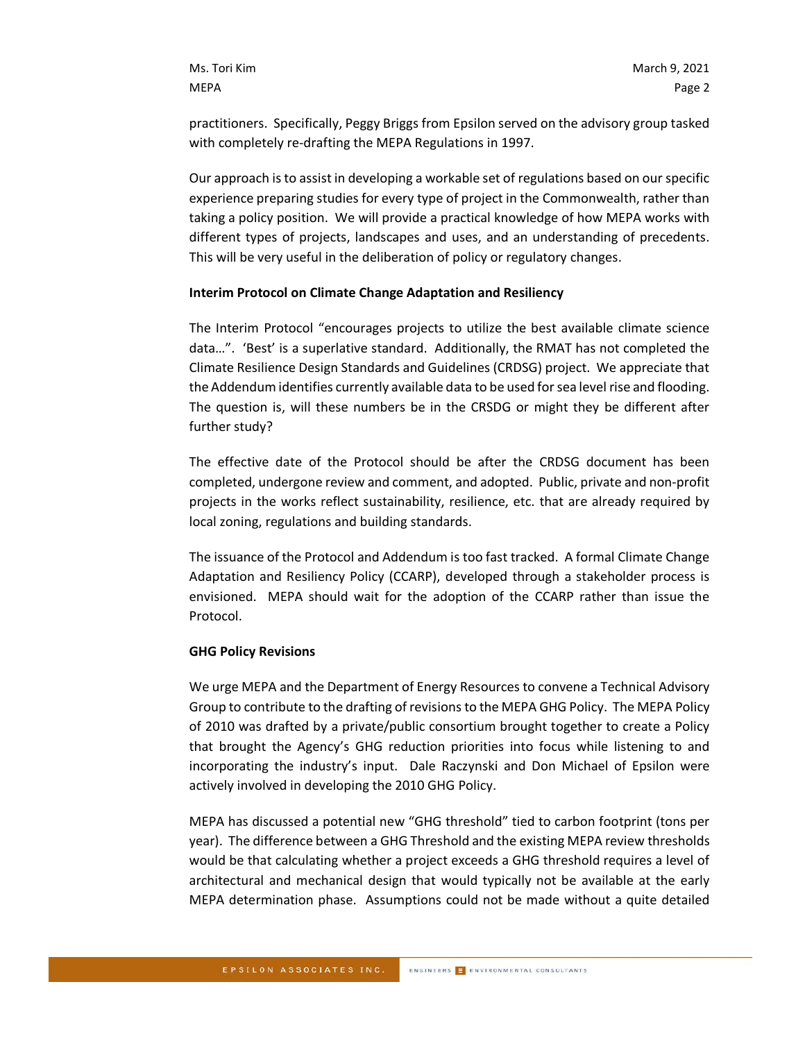practitioners. Specifically, Peggy Briggs from Epsilon served on the advisory group tasked with completely re-drafting the MEPA Regulations in 1997.

Our approach is to assist in developing a workable set of regulations based on our specific experience preparing studies for every type of project in the Commonwealth, rather than taking a policy position. We will provide a practical knowledge of how MEPA works with different types of projects, landscapes and uses, and an understanding of precedents. This will be very useful in the deliberation of policy or regulatory changes.

**Interim Protocol on Climate Change Adaptation and Resiliency**

The Interim Protocol "encourages projects to utilize the best available climate science data…". 'Best' is a superlative standard. Additionally, the RMAT has not completed the Climate Resilience Design Standards and Guidelines (CRDSG) project. We appreciate that the Addendum identifies currently available data to be used for sea level rise and flooding. The question is, will these numbers be in the CRSDG or might they be different after further study?

The effective date of the Protocol should be after the CRDSG document has been completed, undergone review and comment, and adopted. Public, private and non-profit projects in the works reflect sustainability, resilience, etc. that are already required by local zoning, regulations and building standards.

The issuance of the Protocol and Addendum is too fast tracked. A formal Climate Change Adaptation and Resiliency Policy (CCARP), developed through a stakeholder process is envisioned. MEPA should wait for the adoption of the CCARP rather than issue the Protocol.

**GHG Policy Revisions**

We urge MEPA and the Department of Energy Resources to convene a Technical Advisory Group to contribute to the drafting of revisions to the MEPA GHG Policy. The MEPA Policy of 2010 was drafted by a private/public consortium brought together to create a Policy that brought the Agency's GHG reduction priorities into focus while listening to and incorporating the industry's input. Dale Raczynski and Don Michael of Epsilon were actively involved in developing the 2010 GHG Policy.

MEPA has discussed a potential new "GHG threshold" tied to carbon footprint (tons per year). The difference between a GHG Threshold and the existing MEPA review thresholds would be that calculating whether a project exceeds a GHG threshold requires a level of architectural and mechanical design that would typically not be available at the early MEPA determination phase. Assumptions could not be made without a quite detailed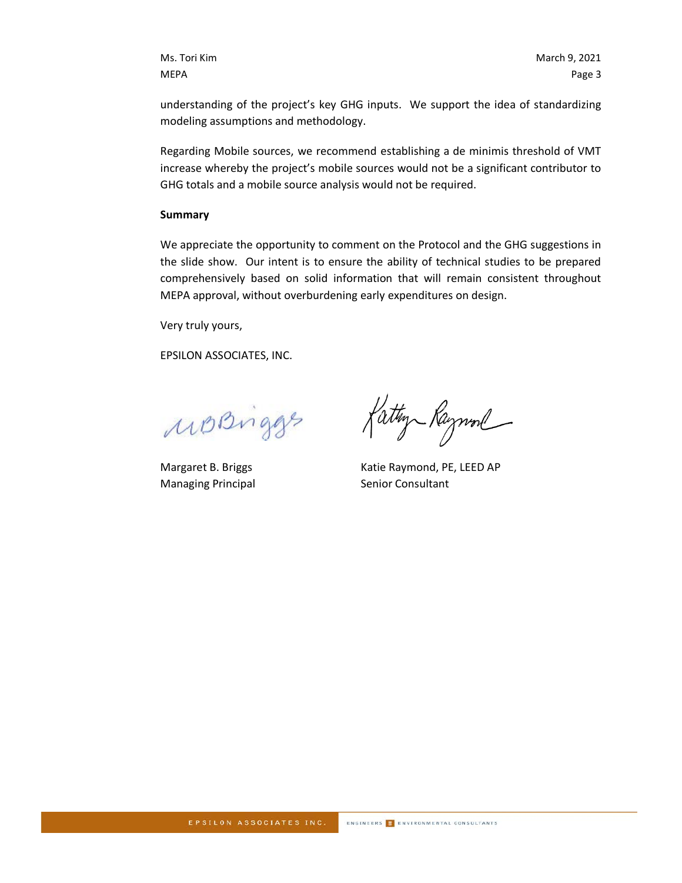understanding of the project's key GHG inputs. We support the idea of standardizing modeling assumptions and methodology.

Regarding Mobile sources, we recommend establishing a de minimis threshold of VMT increase whereby the project's mobile sources would not be a significant contributor to GHG totals and a mobile source analysis would not be required.

**Summary**

We appreciate the opportunity to comment on the Protocol and the GHG suggestions in the slide show. Our intent is to ensure the ability of technical studies to be prepared comprehensively based on solid information that will remain consistent throughout MEPA approval, without overburdening early expenditures on design.

Very truly yours,

EPSILON ASSOCIATES, INC.

Margaret B. Briggs
Managing Principal

Katie Raymond, PE, LEED AP
Senior Consultant